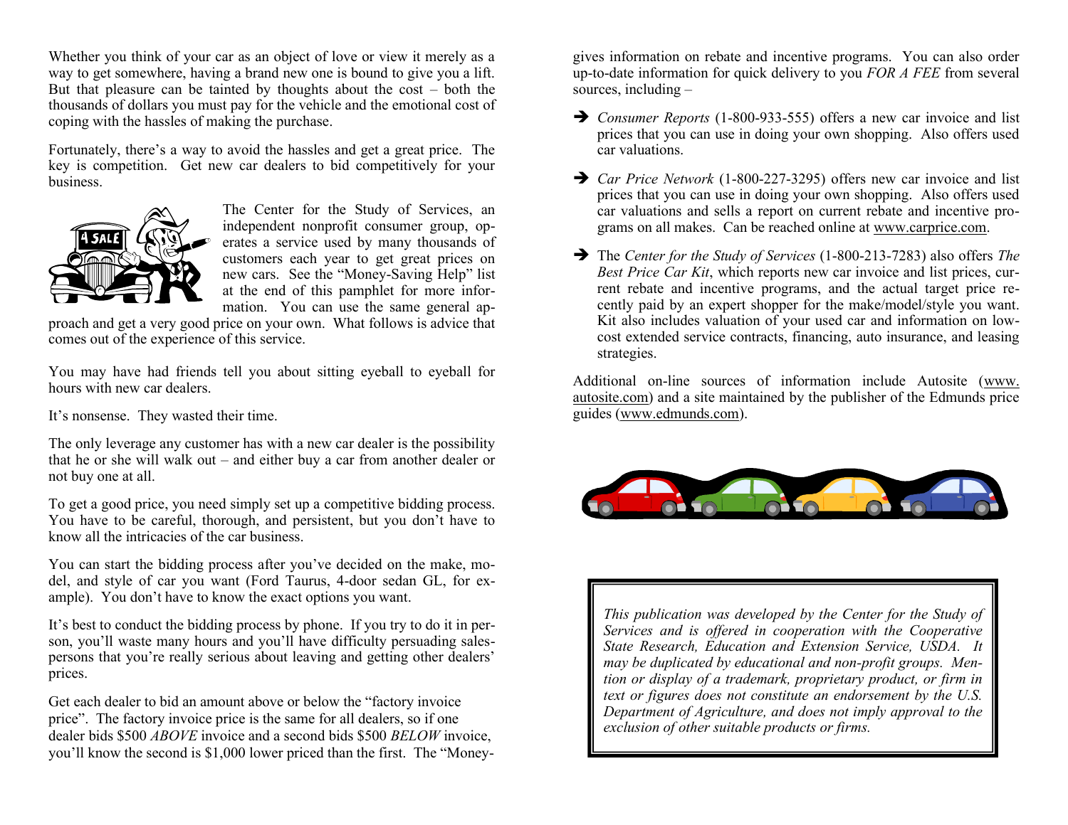Whether you think of your car as an object of love or view it merely as a way to get somewhere, having a brand new one is bound to give you a lift. But that pleasure can be tainted by thoughts about the cost – both the thousands of dollars you must pay for the vehicle and the emotional cost of coping with the hassles of making the purchase.

Fortunately, there's a way to avoid the hassles and get a great price. The key is competition. Get new car dealers to bid competitively for your business.

The Center for the Study of Services, an independent nonprofit consumer group, operates a service used by many thousands of customers each year to get great prices on new cars. See the "Money-Saving Help" list at the end of this pamphlet for more information. You can use the same general approach and get a very good price on your own. What follows is advice that comes out of the experience of this service.

You may have had friends tell you about sitting eyeball to eyeball for hours with new car dealers.

It's nonsense. They wasted their time.

The only leverage any customer has with a new car dealer is the possibility that he or she will walk out – and either buy a car from another dealer or not buy one at all.

To get a good price, you need simply set up a competitive bidding process. You have to be careful, thorough, and persistent, but you don't have to know all the intricacies of the car business.

You can start the bidding process after you've decided on the make, model, and style of car you want (Ford Taurus, 4-door sedan GL, for example). You don't have to know the exact options you want.

It's best to conduct the bidding process by phone. If you try to do it in person, you'll waste many hours and you'll have difficulty persuading salespersons that you're really serious about leaving and getting other dealers' prices.

Get each dealer to bid an amount above or below the "factory invoice price". The factory invoice price is the same for all dealers, so if one dealer bids $500 *ABOVE* invoice and a second bids $500 *BELOW* invoice, you'll know the second is $1,000 lower priced than the first. The "Money-

gives information on rebate and incentive programs. You can also order up-to-date information for quick delivery to you *FOR A FEE* from several sources, including –

- *Consumer Reports* (1-800-933-555) offers a new car invoice and list prices that you can use in doing your own shopping. Also offers used car valuations.
- *Car Price Network* (1-800-227-3295) offers new car invoice and list prices that you can use in doing your own shopping. Also offers used car valuations and sells a report on current rebate and incentive programs on all makes. Can be reached online at www.carprice.com.
- The *Center for the Study of Services* (1-800-213-7283) also offers *The Best Price Car Kit*, which reports new car invoice and list prices, current rebate and incentive programs, and the actual target price recently paid by an expert shopper for the make/model/style you want. Kit also includes valuation of your used car and information on low-cost extended service contracts, financing, auto insurance, and leasing strategies.

Additional on-line sources of information include Autosite (www.autosite.com) and a site maintained by the publisher of the Edmunds price guides (www.edmunds.com).

*This publication was developed by the Center for the Study of Services and is offered in cooperation with the Cooperative State Research, Education and Extension Service, USDA. It may be duplicated by educational and non-profit groups. Mention or display of a trademark, proprietary product, or firm in text or figures does not constitute an endorsement by the U.S. Department of Agriculture, and does not imply approval to the exclusion of other suitable products or firms.*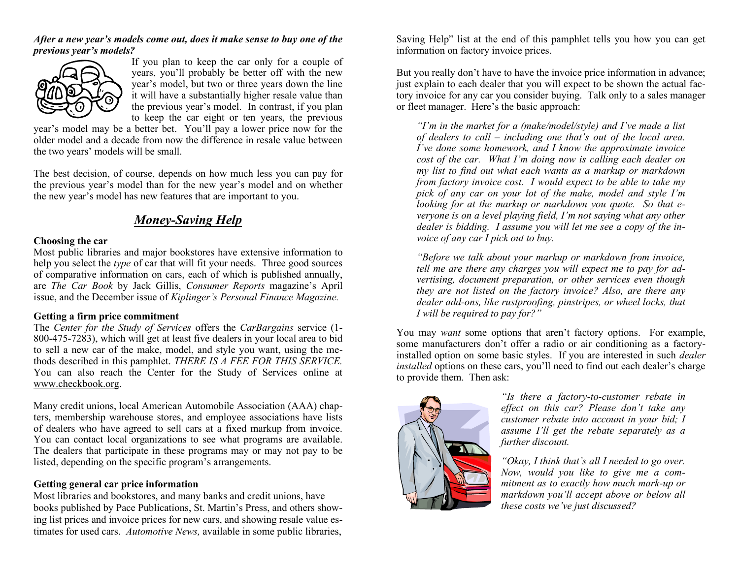***After a new year's models come out, does it make sense to buy one of the previous year's models?***

If you plan to keep the car only for a couple of years, you'll probably be better off with the new year's model, but two or three years down the line it will have a substantially higher resale value than the previous year's model. In contrast, if you plan to keep the car eight or ten years, the previous year's model may be a better bet. You'll pay a lower price now for the older model and a decade from now the difference in resale value between the two years' models will be small.

The best decision, of course, depends on how much less you can pay for the previous year's model than for the new year's model and on whether the new year's model has new features that are important to you.

## *Money-Saving Help*

**Choosing the car**

Most public libraries and major bookstores have extensive information to help you select the *type* of car that will fit your needs. Three good sources of comparative information on cars, each of which is published annually, are *The Car Book* by Jack Gillis, *Consumer Reports* magazine's April issue, and the December issue of *Kiplinger's Personal Finance Magazine.*

**Getting a firm price commitment**

The *Center for the Study of Services* offers the *CarBargains* service (1-800-475-7283), which will get at least five dealers in your local area to bid to sell a new car of the make, model, and style you want, using the methods described in this pamphlet. *THERE IS A FEE FOR THIS SERVICE.* You can also reach the Center for the Study of Services online at www.checkbook.org.

Many credit unions, local American Automobile Association (AAA) chapters, membership warehouse stores, and employee associations have lists of dealers who have agreed to sell cars at a fixed markup from invoice. You can contact local organizations to see what programs are available. The dealers that participate in these programs may or may not pay to be listed, depending on the specific program's arrangements.

**Getting general car price information**

Most libraries and bookstores, and many banks and credit unions, have books published by Pace Publications, St. Martin's Press, and others showing list prices and invoice prices for new cars, and showing resale value estimates for used cars. *Automotive News,* available in some public libraries, Saving Help" list at the end of this pamphlet tells you how you can get information on factory invoice prices.

But you really don't have to have the invoice price information in advance; just explain to each dealer that you will expect to be shown the actual factory invoice for any car you consider buying. Talk only to a sales manager or fleet manager. Here's the basic approach:

> *"I'm in the market for a (make/model/style) and I've made a list of dealers to call – including one that's out of the local area. I've done some homework, and I know the approximate invoice cost of the car. What I'm doing now is calling each dealer on my list to find out what each wants as a markup or markdown from factory invoice cost. I would expect to be able to take my pick of any car on your lot of the make, model and style I'm looking for at the markup or markdown you quote. So that everyone is on a level playing field, I'm not saying what any other dealer is bidding. I assume you will let me see a copy of the invoice of any car I pick out to buy.*

> *"Before we talk about your markup or markdown from invoice, tell me are there any charges you will expect me to pay for advertising, document preparation, or other services even though they are not listed on the factory invoice? Also, are there any dealer add-ons, like rustproofing, pinstripes, or wheel locks, that I will be required to pay for?"*

You may *want* some options that aren't factory options. For example, some manufacturers don't offer a radio or air conditioning as a factory-installed option on some basic styles. If you are interested in such *dealer installed* options on these cars, you'll need to find out each dealer's charge to provide them. Then ask:

> *"Is there a factory-to-customer rebate in effect on this car? Please don't take any customer rebate into account in your bid; I assume I'll get the rebate separately as a further discount.*

> *"Okay, I think that's all I needed to go over. Now, would you like to give me a commitment as to exactly how much mark-up or markdown you'll accept above or below all these costs we've just discussed?*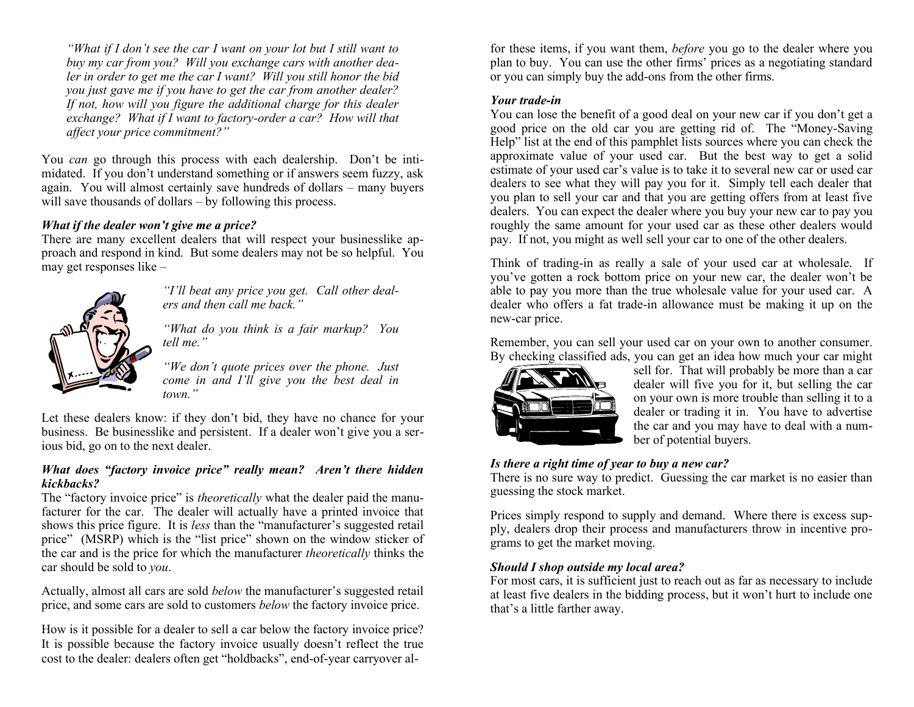*"What if I don't see the car I want on your lot but I still want to buy my car from you? Will you exchange cars with another dealer in order to get me the car I want? Will you still honor the bid you just gave me if you have to get the car from another dealer? If not, how will you figure the additional charge for this dealer exchange? What if I want to factory-order a car? How will that affect your price commitment?"*

You *can* go through this process with each dealership. Don't be intimidated. If you don't understand something or if answers seem fuzzy, ask again. You will almost certainly save hundreds of dollars – many buyers will save thousands of dollars – by following this process.

### *What if the dealer won't give me a price?*

There are many excellent dealers that will respect your businesslike approach and respond in kind. But some dealers may not be so helpful. You may get responses like –

*"I'll beat any price you get. Call other dealers and then call me back."*

*"What do you think is a fair markup? You tell me."*

*"We don't quote prices over the phone. Just come in and I'll give you the best deal in town."*

Let these dealers know: if they don't bid, they have no chance for your business. Be businesslike and persistent. If a dealer won't give you a serious bid, go on to the next dealer.

### *What does "factory invoice price" really mean? Aren't there hidden kickbacks?*

The "factory invoice price" is *theoretically* what the dealer paid the manufacturer for the car. The dealer will actually have a printed invoice that shows this price figure. It is *less* than the "manufacturer's suggested retail price" (MSRP) which is the "list price" shown on the window sticker of the car and is the price for which the manufacturer *theoretically* thinks the car should be sold to *you*.

Actually, almost all cars are sold *below* the manufacturer's suggested retail price, and some cars are sold to customers *below* the factory invoice price.

How is it possible for a dealer to sell a car below the factory invoice price? It is possible because the factory invoice usually doesn't reflect the true cost to the dealer: dealers often get "holdbacks", end-of-year carryover al-

for these items, if you want them, *before* you go to the dealer where you plan to buy. You can use the other firms' prices as a negotiating standard or you can simply buy the add-ons from the other firms.

### *Your trade-in*

You can lose the benefit of a good deal on your new car if you don't get a good price on the old car you are getting rid of. The "Money-Saving Help" list at the end of this pamphlet lists sources where you can check the approximate value of your used car. But the best way to get a solid estimate of your used car's value is to take it to several new car or used car dealers to see what they will pay you for it. Simply tell each dealer that you plan to sell your car and that you are getting offers from at least five dealers. You can expect the dealer where you buy your new car to pay you roughly the same amount for your used car as these other dealers would pay. If not, you might as well sell your car to one of the other dealers.

Think of trading-in as really a sale of your used car at wholesale. If you've gotten a rock bottom price on your new car, the dealer won't be able to pay you more than the true wholesale value for your used car. A dealer who offers a fat trade-in allowance must be making it up on the new-car price.

Remember, you can sell your used car on your own to another consumer. By checking classified ads, you can get an idea how much your car might sell for. That will probably be more than a car dealer will five you for it, but selling the car on your own is more trouble than selling it to a dealer or trading it in. You have to advertise the car and you may have to deal with a number of potential buyers.

### *Is there a right time of year to buy a new car?*

There is no sure way to predict. Guessing the car market is no easier than guessing the stock market.

Prices simply respond to supply and demand. Where there is excess supply, dealers drop their process and manufacturers throw in incentive programs to get the market moving.

### *Should I shop outside my local area?*

For most cars, it is sufficient just to reach out as far as necessary to include at least five dealers in the bidding process, but it won't hurt to include one that's a little farther away.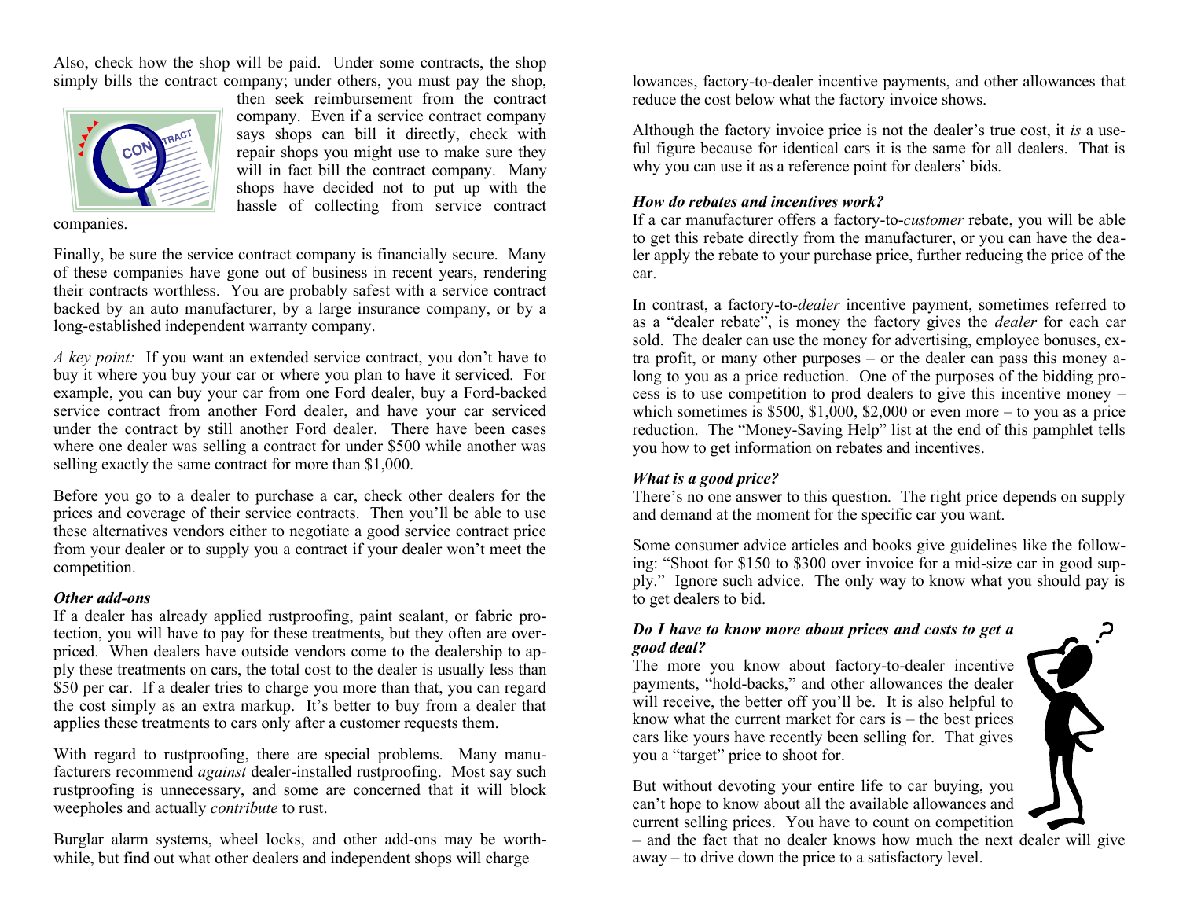Also, check how the shop will be paid. Under some contracts, the shop simply bills the contract company; under others, you must pay the shop, then seek reimbursement from the contract company. Even if a service contract company says shops can bill it directly, check with repair shops you might use to make sure they will in fact bill the contract company. Many shops have decided not to put up with the hassle of collecting from service contract companies.

Finally, be sure the service contract company is financially secure. Many of these companies have gone out of business in recent years, rendering their contracts worthless. You are probably safest with a service contract backed by an auto manufacturer, by a large insurance company, or by a long-established independent warranty company.

*A key point:* If you want an extended service contract, you don't have to buy it where you buy your car or where you plan to have it serviced. For example, you can buy your car from one Ford dealer, buy a Ford-backed service contract from another Ford dealer, and have your car serviced under the contract by still another Ford dealer. There have been cases where one dealer was selling a contract for under $500 while another was selling exactly the same contract for more than $1,000.

Before you go to a dealer to purchase a car, check other dealers for the prices and coverage of their service contracts. Then you'll be able to use these alternatives vendors either to negotiate a good service contract price from your dealer or to supply you a contract if your dealer won't meet the competition.

### *Other add-ons*

If a dealer has already applied rustproofing, paint sealant, or fabric protection, you will have to pay for these treatments, but they often are overpriced. When dealers have outside vendors come to the dealership to apply these treatments on cars, the total cost to the dealer is usually less than $50 per car. If a dealer tries to charge you more than that, you can regard the cost simply as an extra markup. It's better to buy from a dealer that applies these treatments to cars only after a customer requests them.

With regard to rustproofing, there are special problems. Many manufacturers recommend *against* dealer-installed rustproofing. Most say such rustproofing is unnecessary, and some are concerned that it will block weepholes and actually *contribute* to rust.

Burglar alarm systems, wheel locks, and other add-ons may be worthwhile, but find out what other dealers and independent shops will charge

lowances, factory-to-dealer incentive payments, and other allowances that reduce the cost below what the factory invoice shows.

Although the factory invoice price is not the dealer's true cost, it *is* a useful figure because for identical cars it is the same for all dealers. That is why you can use it as a reference point for dealers' bids.

### *How do rebates and incentives work?*

If a car manufacturer offers a factory-to-*customer* rebate, you will be able to get this rebate directly from the manufacturer, or you can have the dealer apply the rebate to your purchase price, further reducing the price of the car.

In contrast, a factory-to-*dealer* incentive payment, sometimes referred to as a "dealer rebate", is money the factory gives the *dealer* for each car sold. The dealer can use the money for advertising, employee bonuses, extra profit, or many other purposes – or the dealer can pass this money along to you as a price reduction. One of the purposes of the bidding process is to use competition to prod dealers to give this incentive money – which sometimes is $500, $1,000, $2,000 or even more – to you as a price reduction. The "Money-Saving Help" list at the end of this pamphlet tells you how to get information on rebates and incentives.

### *What is a good price?*

There's no one answer to this question. The right price depends on supply and demand at the moment for the specific car you want.

Some consumer advice articles and books give guidelines like the following: "Shoot for $150 to $300 over invoice for a mid-size car in good supply." Ignore such advice. The only way to know what you should pay is to get dealers to bid.

### *Do I have to know more about prices and costs to get a good deal?*

The more you know about factory-to-dealer incentive payments, "hold-backs," and other allowances the dealer will receive, the better off you'll be. It is also helpful to know what the current market for cars is – the best prices cars like yours have recently been selling for. That gives you a "target" price to shoot for.

But without devoting your entire life to car buying, you can't hope to know about all the available allowances and current selling prices. You have to count on competition – and the fact that no dealer knows how much the next dealer will give away – to drive down the price to a satisfactory level.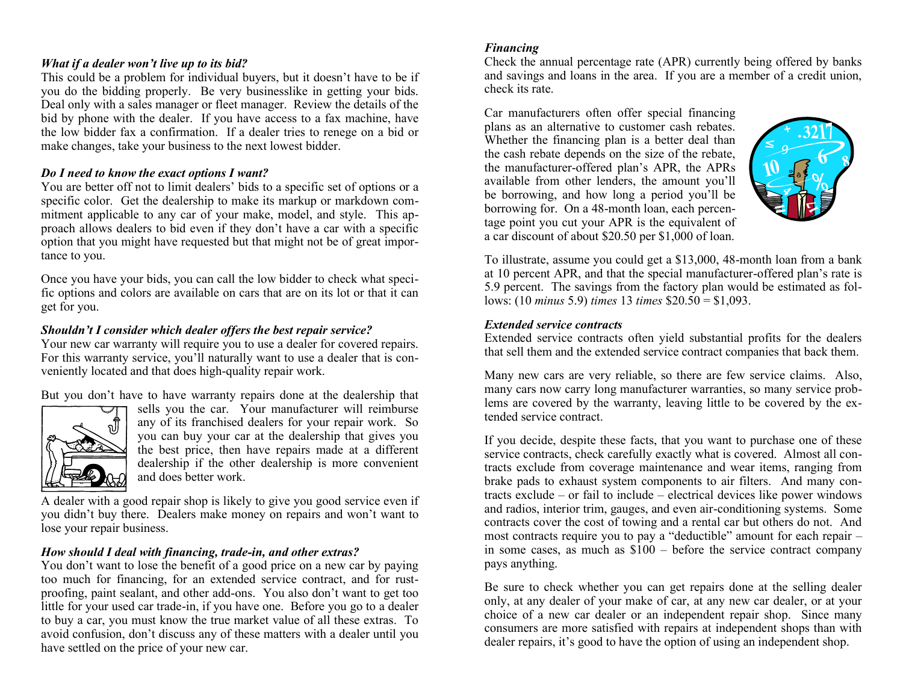***What if a dealer won't live up to its bid?***

This could be a problem for individual buyers, but it doesn't have to be if you do the bidding properly. Be very businesslike in getting your bids. Deal only with a sales manager or fleet manager. Review the details of the bid by phone with the dealer. If you have access to a fax machine, have the low bidder fax a confirmation. If a dealer tries to renege on a bid or make changes, take your business to the next lowest bidder.

***Do I need to know the exact options I want?***

You are better off not to limit dealers' bids to a specific set of options or a specific color. Get the dealership to make its markup or markdown commitment applicable to any car of your make, model, and style. This approach allows dealers to bid even if they don't have a car with a specific option that you might have requested but that might not be of great importance to you.

Once you have your bids, you can call the low bidder to check what specific options and colors are available on cars that are on its lot or that it can get for you.

***Shouldn't I consider which dealer offers the best repair service?***

Your new car warranty will require you to use a dealer for covered repairs. For this warranty service, you'll naturally want to use a dealer that is conveniently located and that does high-quality repair work.

But you don't have to have warranty repairs done at the dealership that sells you the car. Your manufacturer will reimburse any of its franchised dealers for your repair work. So you can buy your car at the dealership that gives you the best price, then have repairs made at a different dealership if the other dealership is more convenient and does better work.

A dealer with a good repair shop is likely to give you good service even if you didn't buy there. Dealers make money on repairs and won't want to lose your repair business.

***How should I deal with financing, trade-in, and other extras?***

You don't want to lose the benefit of a good price on a new car by paying too much for financing, for an extended service contract, and for rust-proofing, paint sealant, and other add-ons. You also don't want to get too little for your used car trade-in, if you have one. Before you go to a dealer to buy a car, you must know the true market value of all these extras. To avoid confusion, don't discuss any of these matters with a dealer until you have settled on the price of your new car.

***Financing***

Check the annual percentage rate (APR) currently being offered by banks and savings and loans in the area. If you are a member of a credit union, check its rate.

Car manufacturers often offer special financing plans as an alternative to customer cash rebates. Whether the financing plan is a better deal than the cash rebate depends on the size of the rebate, the manufacturer-offered plan's APR, the APRs available from other lenders, the amount you'll be borrowing, and how long a period you'll be borrowing for. On a 48-month loan, each percentage point you cut your APR is the equivalent of a car discount of about $20.50 per $1,000 of loan.

To illustrate, assume you could get a $13,000, 48-month loan from a bank at 10 percent APR, and that the special manufacturer-offered plan's rate is 5.9 percent. The savings from the factory plan would be estimated as follows: (10 *minus* 5.9) *times* 13 *times* $20.50 = $1,093.

***Extended service contracts***

Extended service contracts often yield substantial profits for the dealers that sell them and the extended service contract companies that back them.

Many new cars are very reliable, so there are few service claims. Also, many cars now carry long manufacturer warranties, so many service problems are covered by the warranty, leaving little to be covered by the extended service contract.

If you decide, despite these facts, that you want to purchase one of these service contracts, check carefully exactly what is covered. Almost all contracts exclude from coverage maintenance and wear items, ranging from brake pads to exhaust system components to air filters. And many contracts exclude – or fail to include – electrical devices like power windows and radios, interior trim, gauges, and even air-conditioning systems. Some contracts cover the cost of towing and a rental car but others do not. And most contracts require you to pay a "deductible" amount for each repair – in some cases, as much as $100 – before the service contract company pays anything.

Be sure to check whether you can get repairs done at the selling dealer only, at any dealer of your make of car, at any new car dealer, or at your choice of a new car dealer or an independent repair shop. Since many consumers are more satisfied with repairs at independent shops than with dealer repairs, it's good to have the option of using an independent shop.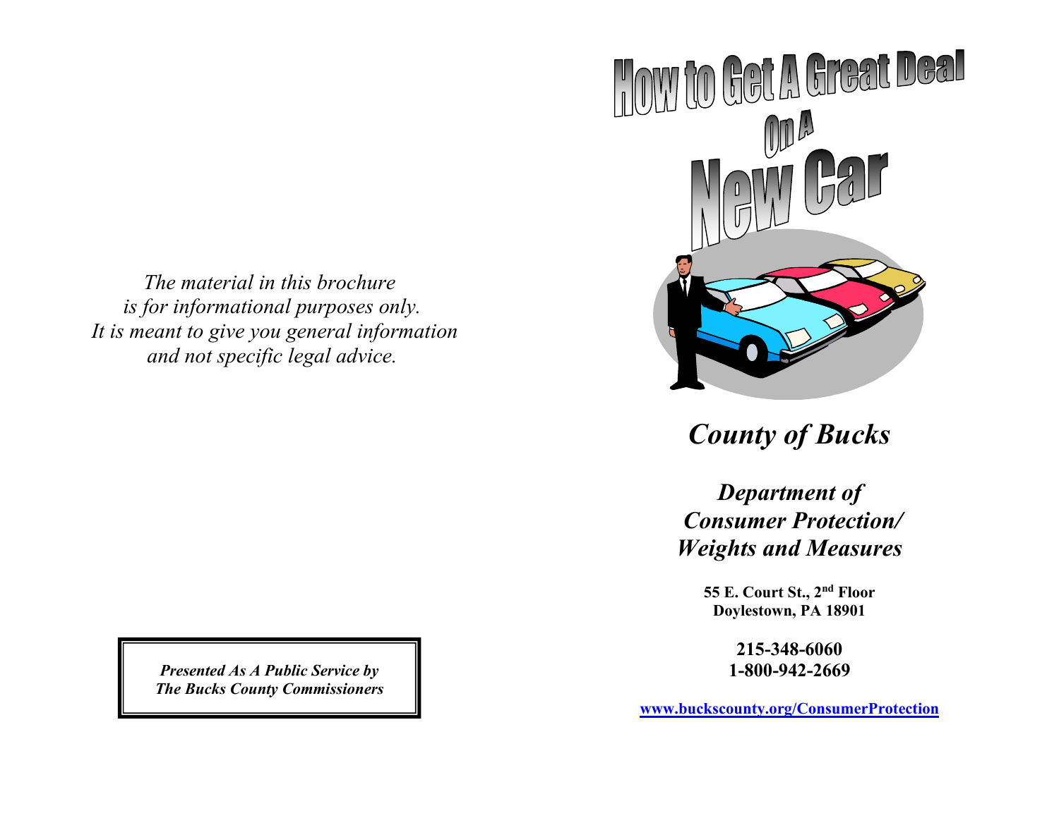*The material in this brochure is for informational purposes only. It is meant to give you general information and not specific legal advice.*

***Presented As A Public Service by The Bucks County Commissioners***

# How to Get A Great Deal On A New Car

## *County of Bucks*

### *Department of Consumer Protection/ Weights and Measures*

**55 E. Court St., 2nd Floor**
**Doylestown, PA 18901**

**215-348-6060**
**1-800-942-2669**

**www.buckscounty.org/ConsumerProtection**